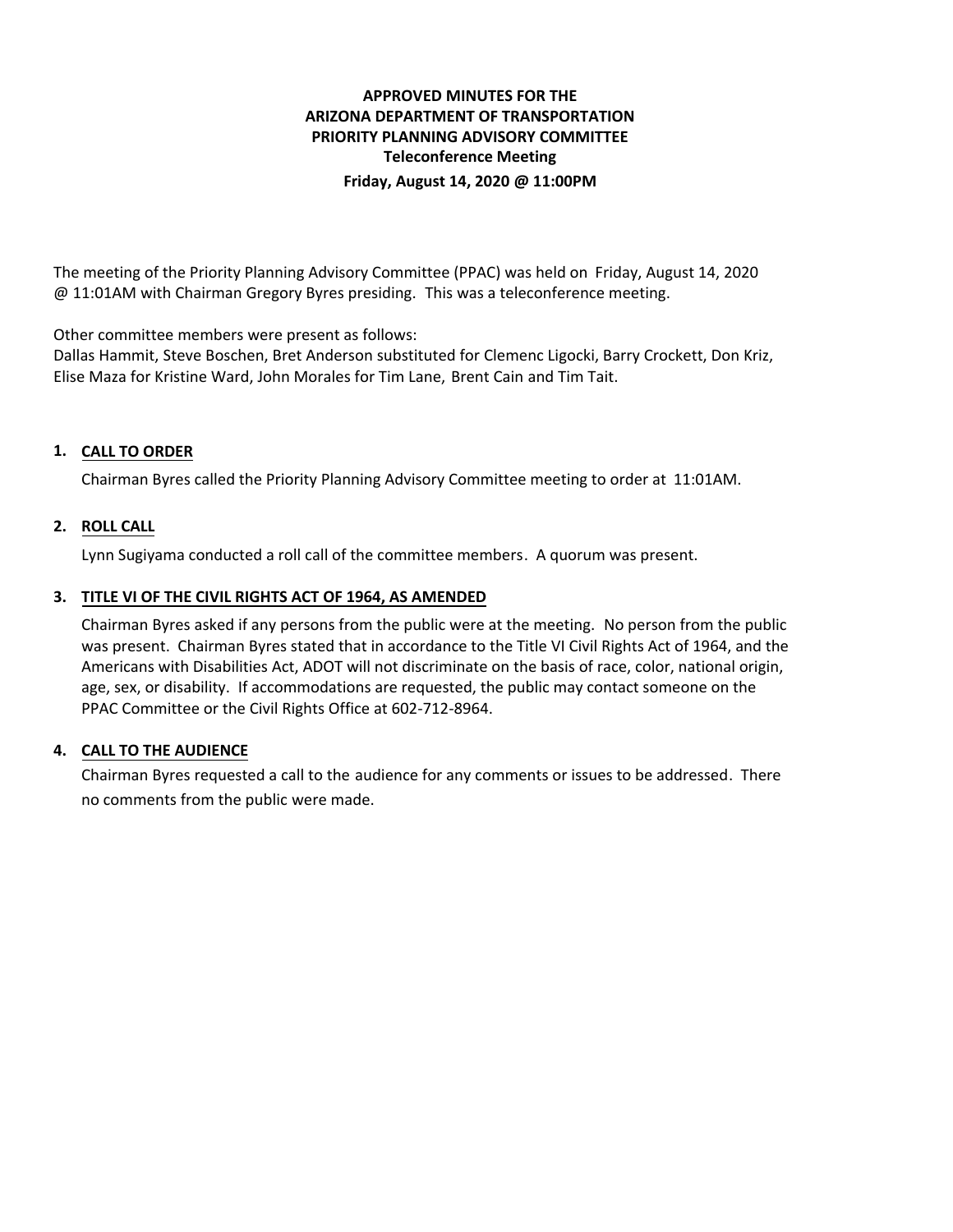# APPROVED MINUTES FOR THE ARIZONA DEPARTMENT OF TRANSPORTATION PRIORITY PLANNING ADVISORY COMMITTEE

**Teleconference Meeting**

**Friday, August 14, 2020 @ 11:00PM**

The meeting of the Priority Planning Advisory Committee (PPAC) was held on Friday, August 14, 2020 @ 11:01AM with Chairman Gregory Byres presiding. This was a teleconference meeting.

Other committee members were present as follows:
Dallas Hammit, Steve Boschen, Bret Anderson substituted for Clemenc Ligocki, Barry Crockett, Don Kriz, Elise Maza for Kristine Ward, John Morales for Tim Lane, Brent Cain and Tim Tait.

## 1. CALL TO ORDER

Chairman Byres called the Priority Planning Advisory Committee meeting to order at 11:01AM.

## 2. ROLL CALL

Lynn Sugiyama conducted a roll call of the committee members. A quorum was present.

## 3. TITLE VI OF THE CIVIL RIGHTS ACT OF 1964, AS AMENDED

Chairman Byres asked if any persons from the public were at the meeting. No person from the public was present. Chairman Byres stated that in accordance to the Title VI Civil Rights Act of 1964, and the Americans with Disabilities Act, ADOT will not discriminate on the basis of race, color, national origin, age, sex, or disability. If accommodations are requested, the public may contact someone on the PPAC Committee or the Civil Rights Office at 602-712-8964.

## 4. CALL TO THE AUDIENCE

Chairman Byres requested a call to the audience for any comments or issues to be addressed. There no comments from the public were made.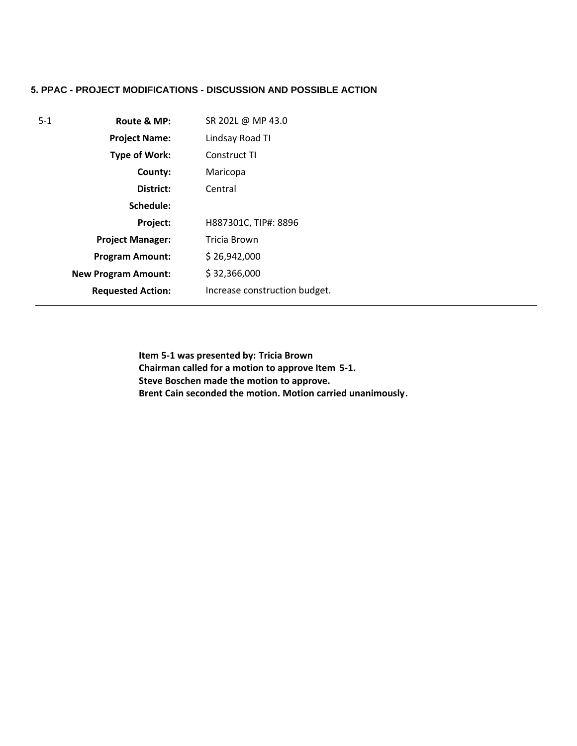**5. PPAC - PROJECT MODIFICATIONS - DISCUSSION AND POSSIBLE ACTION**

| | | |
|---|---|---|
| 5-1 | **Route & MP:** | SR 202L @ MP 43.0 |
| | **Project Name:** | Lindsay Road TI |
| | **Type of Work:** | Construct TI |
| | **County:** | Maricopa |
| | **District:** | Central |
| | **Schedule:** | |
| | **Project:** | H887301C, TIP#: 8896 |
| | **Project Manager:** | Tricia Brown |
| | **Program Amount:** | $ 26,942,000 |
| | **New Program Amount:** | $ 32,366,000 |
| | **Requested Action:** | Increase construction budget. |

**Item 5-1 was presented by: Tricia Brown**
**Chairman called for a motion to approve Item 5-1.**
**Steve Boschen made the motion to approve.**
**Brent Cain seconded the motion. Motion carried unanimously.**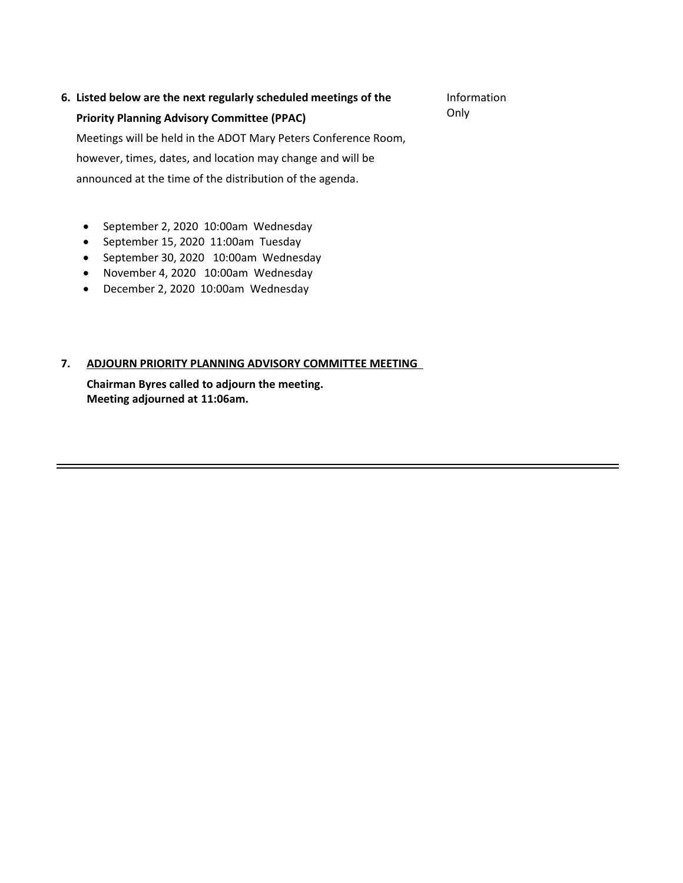**6. Listed below are the next regularly scheduled meetings of the Priority Planning Advisory Committee (PPAC)**

Information Only

Meetings will be held in the ADOT Mary Peters Conference Room, however, times, dates, and location may change and will be announced at the time of the distribution of the agenda.

- September 2, 2020 10:00am Wednesday
- September 15, 2020 11:00am Tuesday
- September 30, 2020 10:00am Wednesday
- November 4, 2020 10:00am Wednesday
- December 2, 2020 10:00am Wednesday

**7. ADJOURN PRIORITY PLANNING ADVISORY COMMITTEE MEETING**

**Chairman Byres called to adjourn the meeting.**
**Meeting adjourned at 11:06am.**